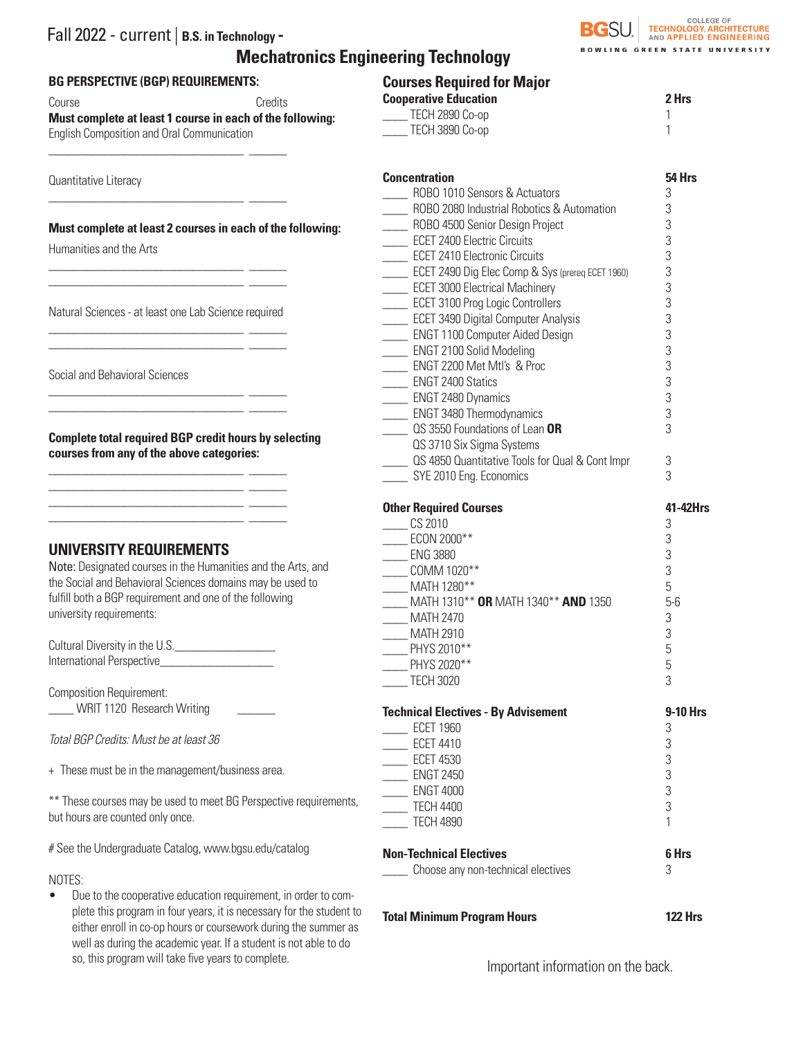# Fall 2022 - current | B.S. in Technology - Mechatronics Engineering Technology

COLLEGE OF TECHNOLOGY, ARCHITECTURE AND APPLIED ENGINEERING
BGSU. BOWLING GREEN STATE UNIVERSITY

## BG PERSPECTIVE (BGP) REQUIREMENTS:

Course — Credits

**Must complete at least 1 course in each of the following:**

English Composition and Oral Communication

_________________________________ _______

Quantitative Literacy

_________________________________ _______

**Must complete at least 2 courses in each of the following:**

Humanities and the Arts

_________________________________ _______
_________________________________ _______

Natural Sciences - at least one Lab Science required

_________________________________ _______
_________________________________ _______

Social and Behavioral Sciences

_________________________________ _______
_________________________________ _______

**Complete total required BGP credit hours by selecting courses from any of the above categories:**

_________________________________ _______
_________________________________ _______
_________________________________ _______
_________________________________ _______

## UNIVERSITY REQUIREMENTS

Note: Designated courses in the Humanities and the Arts, and the Social and Behavioral Sciences domains may be used to fulfill both a BGP requirement and one of the following university requirements:

Cultural Diversity in the U.S.________________
International Perspective__________________

Composition Requirement:
____ WRIT 1120 Research Writing ______

*Total BGP Credits: Must be at least 36*

+ These must be in the management/business area.

** These courses may be used to meet BG Perspective requirements, but hours are counted only once.

# See the Undergraduate Catalog, www.bgsu.edu/catalog

NOTES:

- Due to the cooperative education requirement, in order to complete this program in four years, it is necessary for the student to either enroll in co-op hours or coursework during the summer as well as during the academic year. If a student is not able to do so, this program will take five years to complete.

## Courses Required for Major

| **Cooperative Education** | **2 Hrs** |
|---|---|
| ____ TECH 2890 Co-op | 1 |
| ____ TECH 3890 Co-op | 1 |

| **Concentration** | **54 Hrs** |
|---|---|
| ____ ROBO 1010 Sensors & Actuators | 3 |
| ____ ROBO 2080 Industrial Robotics & Automation | 3 |
| ____ ROBO 4500 Senior Design Project | 3 |
| ____ ECET 2400 Electric Circuits | 3 |
| ____ ECET 2410 Electronic Circuits | 3 |
| ____ ECET 2490 Dig Elec Comp & Sys (prereq ECET 1960) | 3 |
| ____ ECET 3000 Electrical Machinery | 3 |
| ____ ECET 3100 Prog Logic Controllers | 3 |
| ____ ECET 3490 Digital Computer Analysis | 3 |
| ____ ENGT 1100 Computer Aided Design | 3 |
| ____ ENGT 2100 Solid Modeling | 3 |
| ____ ENGT 2200 Met Mtl's & Proc | 3 |
| ____ ENGT 2400 Statics | 3 |
| ____ ENGT 2480 Dynamics | 3 |
| ____ ENGT 3480 Thermodynamics | 3 |
| ____ QS 3550 Foundations of Lean **OR** QS 3710 Six Sigma Systems | 3 |
| ____ QS 4850 Quantitative Tools for Qual & Cont Impr | 3 |
| ____ SYE 2010 Eng. Economics | 3 |

| **Other Required Courses** | **41-42Hrs** |
|---|---|
| ____ CS 2010 | 3 |
| ____ ECON 2000** | 3 |
| ____ ENG 3880 | 3 |
| ____ COMM 1020** | 3 |
| ____ MATH 1280** | 5 |
| ____ MATH 1310** **OR** MATH 1340** **AND** 1350 | 5-6 |
| ____ MATH 2470 | 3 |
| ____ MATH 2910 | 3 |
| ____ PHYS 2010** | 5 |
| ____ PHYS 2020** | 5 |
| ____ TECH 3020 | 3 |

| **Technical Electives - By Advisement** | **9-10 Hrs** |
|---|---|
| ____ ECET 1960 | 3 |
| ____ ECET 4410 | 3 |
| ____ ECET 4530 | 3 |
| ____ ENGT 2450 | 3 |
| ____ ENGT 4000 | 3 |
| ____ TECH 4400 | 3 |
| ____ TECH 4890 | 1 |

| **Non-Technical Electives** | **6 Hrs** |
|---|---|
| ____ Choose any non-technical electives | 3 |

| **Total Minimum Program Hours** | **122 Hrs** |
|---|---|

Important information on the back.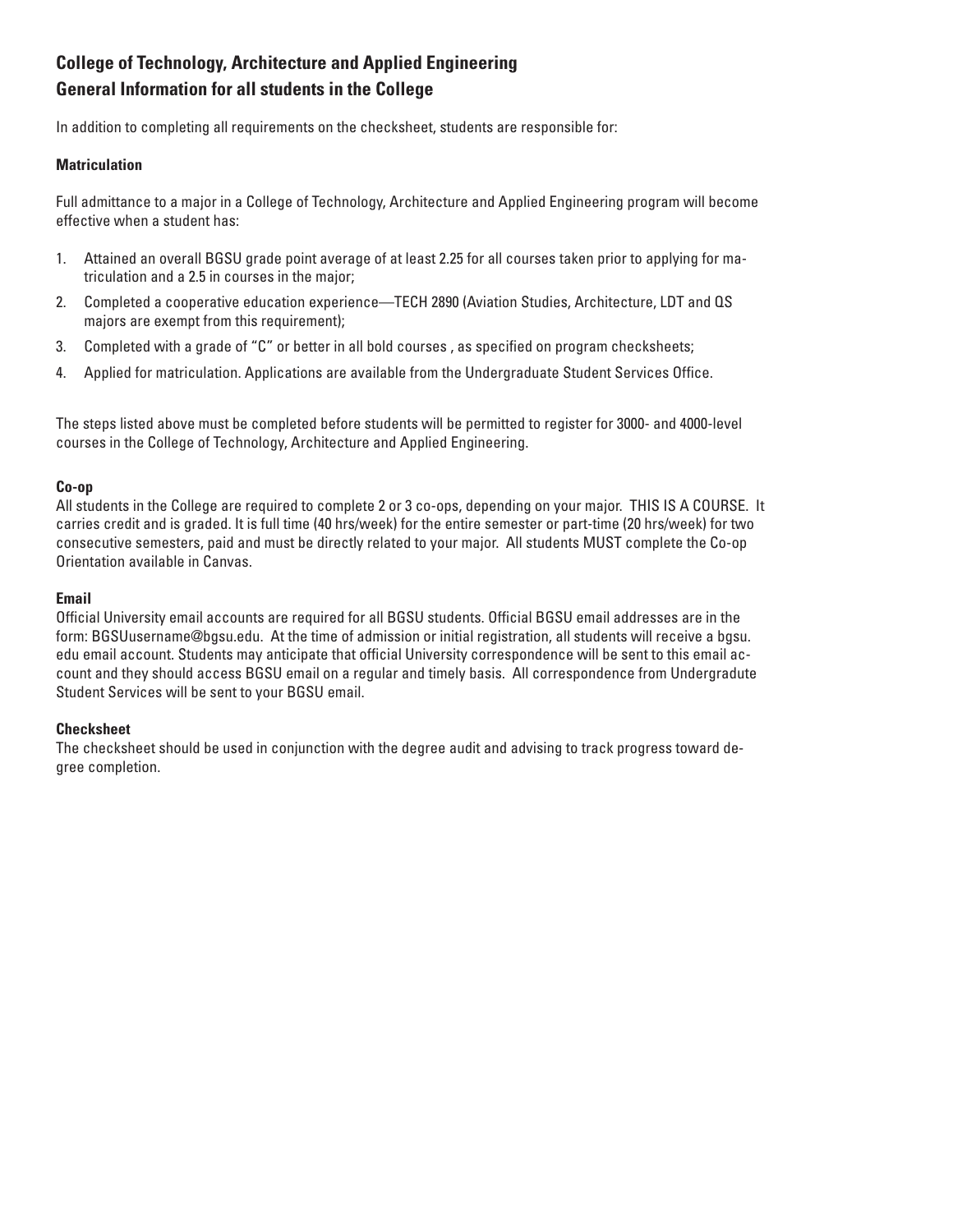## College of Technology, Architecture and Applied Engineering
## General Information for all students in the College

In addition to completing all requirements on the checksheet, students are responsible for:

### Matriculation

Full admittance to a major in a College of Technology, Architecture and Applied Engineering program will become effective when a student has:

1. Attained an overall BGSU grade point average of at least 2.25 for all courses taken prior to applying for matriculation and a 2.5 in courses in the major;
2. Completed a cooperative education experience—TECH 2890 (Aviation Studies, Architecture, LDT and QS majors are exempt from this requirement);
3. Completed with a grade of "C" or better in all bold courses , as specified on program checksheets;
4. Applied for matriculation. Applications are available from the Undergraduate Student Services Office.

The steps listed above must be completed before students will be permitted to register for 3000- and 4000-level courses in the College of Technology, Architecture and Applied Engineering.

### Co-op

All students in the College are required to complete 2 or 3 co-ops, depending on your major. THIS IS A COURSE. It carries credit and is graded. It is full time (40 hrs/week) for the entire semester or part-time (20 hrs/week) for two consecutive semesters, paid and must be directly related to your major. All students MUST complete the Co-op Orientation available in Canvas.

### Email

Official University email accounts are required for all BGSU students. Official BGSU email addresses are in the form: BGSUusername@bgsu.edu. At the time of admission or initial registration, all students will receive a bgsu.edu email account. Students may anticipate that official University correspondence will be sent to this email account and they should access BGSU email on a regular and timely basis. All correspondence from Undergradute Student Services will be sent to your BGSU email.

### Checksheet

The checksheet should be used in conjunction with the degree audit and advising to track progress toward degree completion.